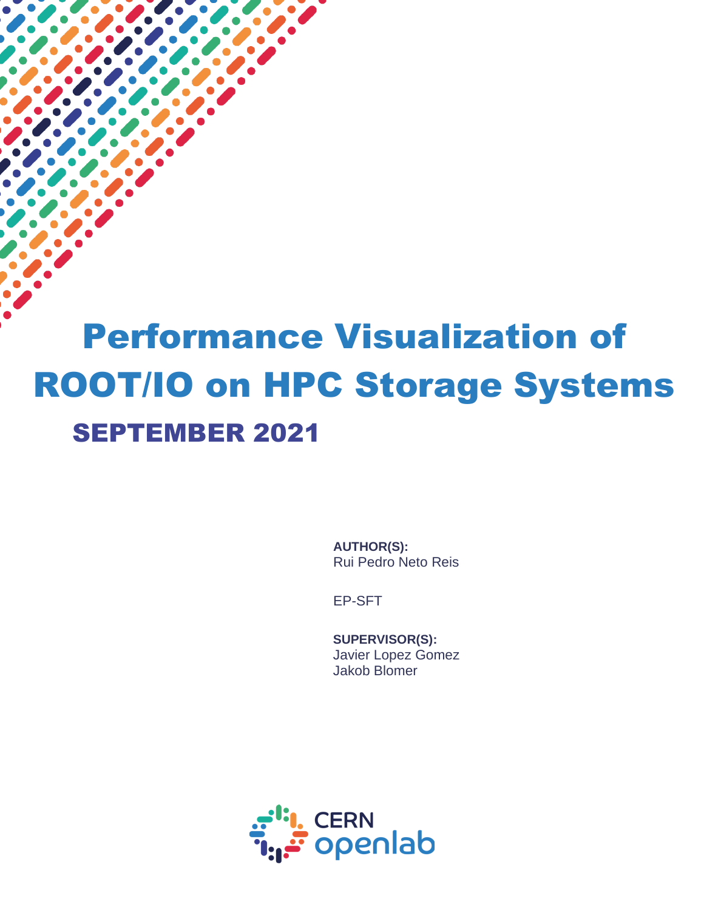# Performance Visualization of ROOT/IO on HPC Storage Systems

## SEPTEMBER 2021

**AUTHOR(S):**
Rui Pedro Neto Reis

EP-SFT

**SUPERVISOR(S):**
Javier Lopez Gomez
Jakob Blomer

CERN openlab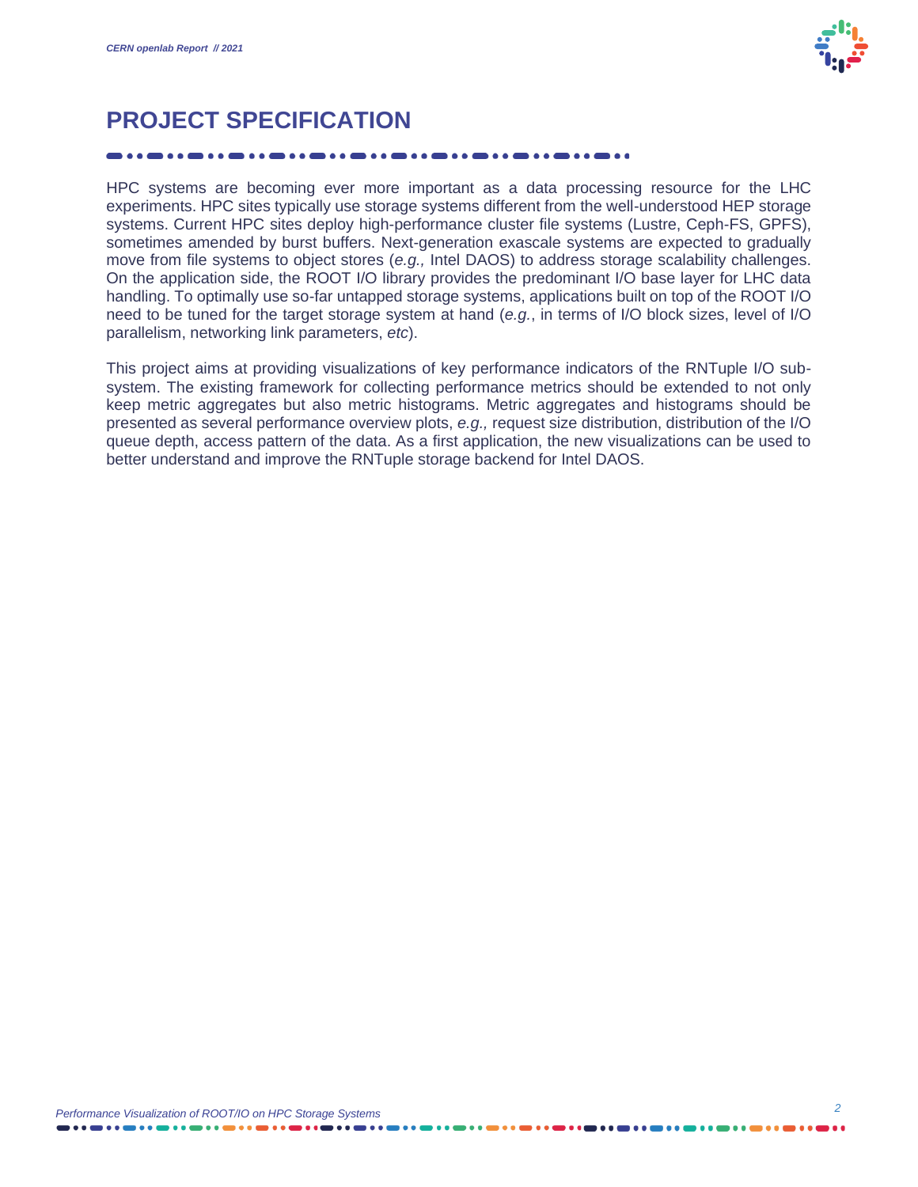# PROJECT SPECIFICATION

HPC systems are becoming ever more important as a data processing resource for the LHC experiments. HPC sites typically use storage systems different from the well-understood HEP storage systems. Current HPC sites deploy high-performance cluster file systems (Lustre, Ceph-FS, GPFS), sometimes amended by burst buffers. Next-generation exascale systems are expected to gradually move from file systems to object stores (*e.g.,* Intel DAOS) to address storage scalability challenges. On the application side, the ROOT I/O library provides the predominant I/O base layer for LHC data handling. To optimally use so-far untapped storage systems, applications built on top of the ROOT I/O need to be tuned for the target storage system at hand (*e.g.*, in terms of I/O block sizes, level of I/O parallelism, networking link parameters, *etc*).

This project aims at providing visualizations of key performance indicators of the RNTuple I/O sub-system. The existing framework for collecting performance metrics should be extended to not only keep metric aggregates but also metric histograms. Metric aggregates and histograms should be presented as several performance overview plots, *e.g.,* request size distribution, distribution of the I/O queue depth, access pattern of the data. As a first application, the new visualizations can be used to better understand and improve the RNTuple storage backend for Intel DAOS.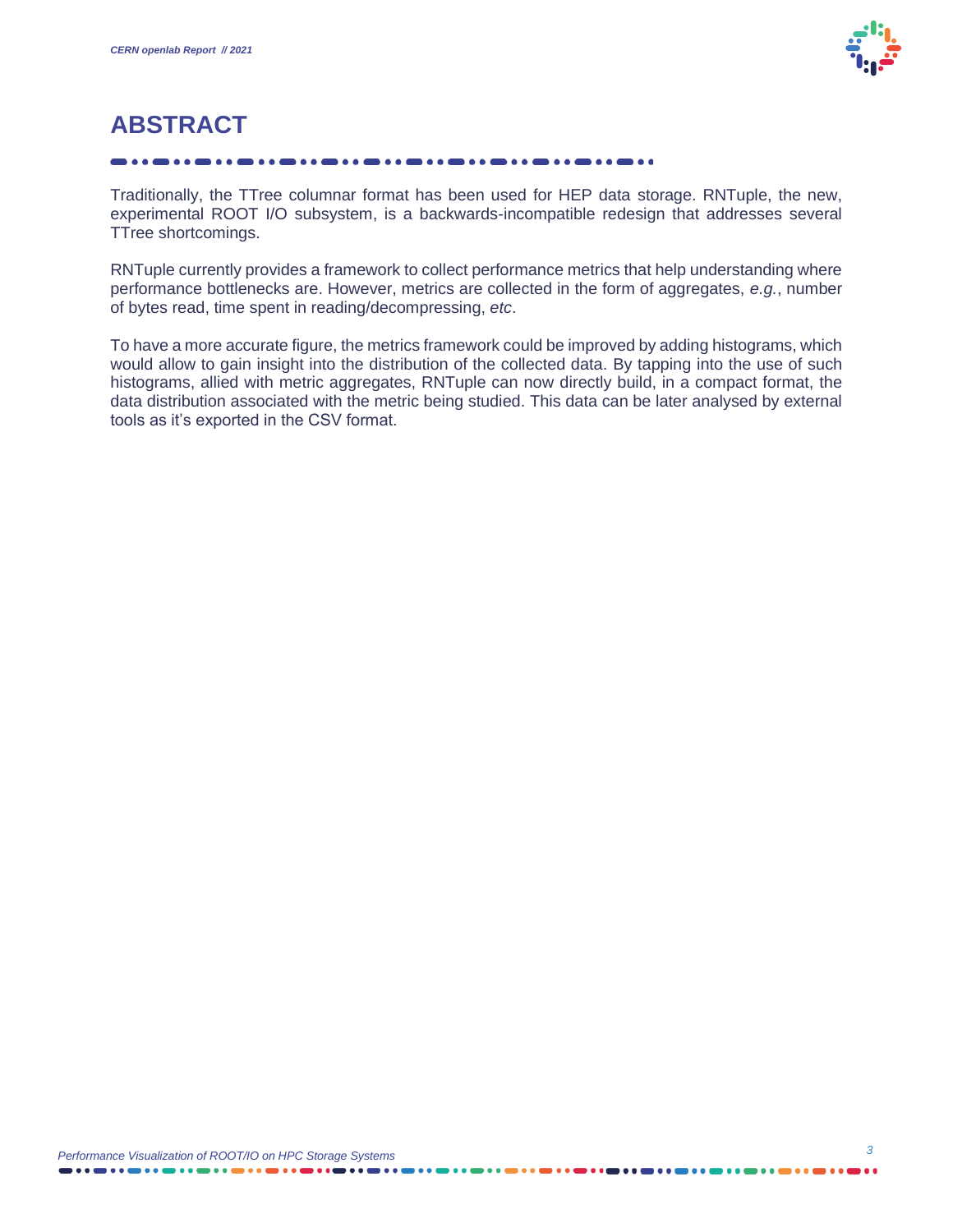# ABSTRACT

Traditionally, the TTree columnar format has been used for HEP data storage. RNTuple, the new, experimental ROOT I/O subsystem, is a backwards-incompatible redesign that addresses several TTree shortcomings.

RNTuple currently provides a framework to collect performance metrics that help understanding where performance bottlenecks are. However, metrics are collected in the form of aggregates, *e.g.*, number of bytes read, time spent in reading/decompressing, *etc*.

To have a more accurate figure, the metrics framework could be improved by adding histograms, which would allow to gain insight into the distribution of the collected data. By tapping into the use of such histograms, allied with metric aggregates, RNTuple can now directly build, in a compact format, the data distribution associated with the metric being studied. This data can be later analysed by external tools as it's exported in the CSV format.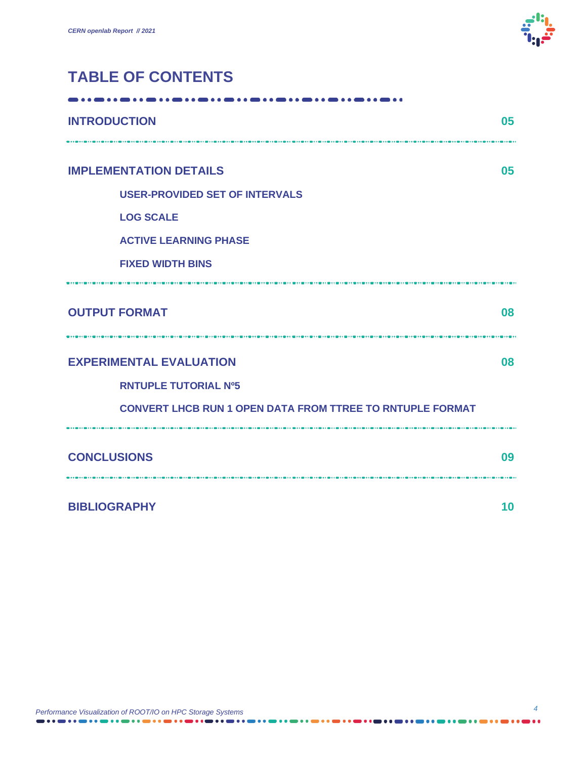# TABLE OF CONTENTS

| | |
|---|---|
| **INTRODUCTION** | **05** |
| **IMPLEMENTATION DETAILS** | **05** |
| USER-PROVIDED SET OF INTERVALS | |
| LOG SCALE | |
| ACTIVE LEARNING PHASE | |
| FIXED WIDTH BINS | |
| **OUTPUT FORMAT** | **08** |
| **EXPERIMENTAL EVALUATION** | **08** |
| RNTUPLE TUTORIAL Nº5 | |
| CONVERT LHCB RUN 1 OPEN DATA FROM TTREE TO RNTUPLE FORMAT | |
| **CONCLUSIONS** | **09** |
| **BIBLIOGRAPHY** | **10** |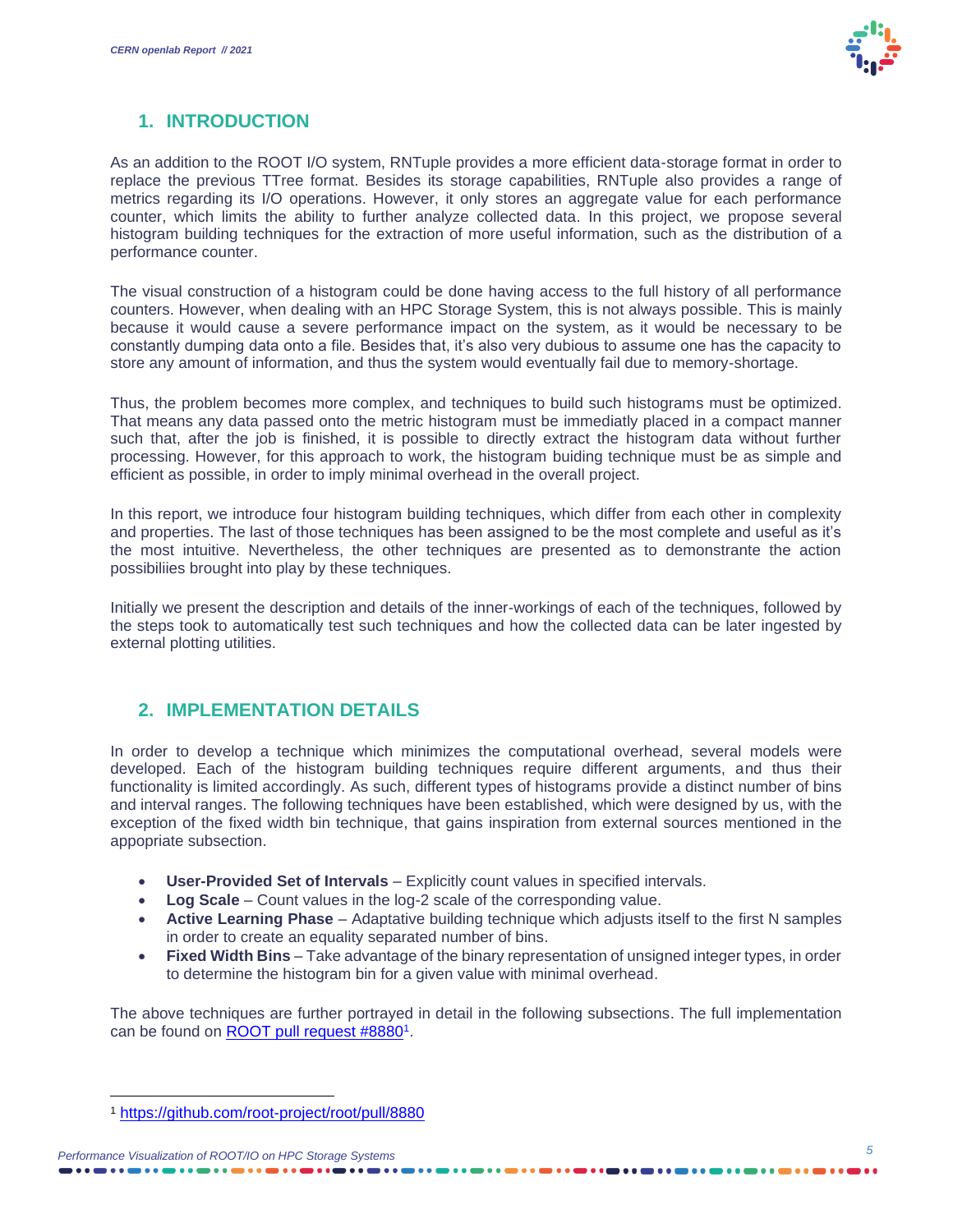## 1. INTRODUCTION

As an addition to the ROOT I/O system, RNTuple provides a more efficient data-storage format in order to replace the previous TTree format. Besides its storage capabilities, RNTuple also provides a range of metrics regarding its I/O operations. However, it only stores an aggregate value for each performance counter, which limits the ability to further analyze collected data. In this project, we propose several histogram building techniques for the extraction of more useful information, such as the distribution of a performance counter.

The visual construction of a histogram could be done having access to the full history of all performance counters. However, when dealing with an HPC Storage System, this is not always possible. This is mainly because it would cause a severe performance impact on the system, as it would be necessary to be constantly dumping data onto a file. Besides that, it's also very dubious to assume one has the capacity to store any amount of information, and thus the system would eventually fail due to memory-shortage.

Thus, the problem becomes more complex, and techniques to build such histograms must be optimized. That means any data passed onto the metric histogram must be immediatly placed in a compact manner such that, after the job is finished, it is possible to directly extract the histogram data without further processing. However, for this approach to work, the histogram buiding technique must be as simple and efficient as possible, in order to imply minimal overhead in the overall project.

In this report, we introduce four histogram building techniques, which differ from each other in complexity and properties. The last of those techniques has been assigned to be the most complete and useful as it's the most intuitive. Nevertheless, the other techniques are presented as to demonstrante the action possibiliies brought into play by these techniques.

Initially we present the description and details of the inner-workings of each of the techniques, followed by the steps took to automatically test such techniques and how the collected data can be later ingested by external plotting utilities.

## 2. IMPLEMENTATION DETAILS

In order to develop a technique which minimizes the computational overhead, several models were developed. Each of the histogram building techniques require different arguments, and thus their functionality is limited accordingly. As such, different types of histograms provide a distinct number of bins and interval ranges. The following techniques have been established, which were designed by us, with the exception of the fixed width bin technique, that gains inspiration from external sources mentioned in the appopriate subsection.

- **User-Provided Set of Intervals** – Explicitly count values in specified intervals.
- **Log Scale** – Count values in the log-2 scale of the corresponding value.
- **Active Learning Phase** – Adaptative building technique which adjusts itself to the first N samples in order to create an equality separated number of bins.
- **Fixed Width Bins** – Take advantage of the binary representation of unsigned integer types, in order to determine the histogram bin for a given value with minimal overhead.

The above techniques are further portrayed in detail in the following subsections. The full implementation can be found on [ROOT pull request #8880](https://github.com/root-project/root/pull/8880)[1].

[1] https://github.com/root-project/root/pull/8880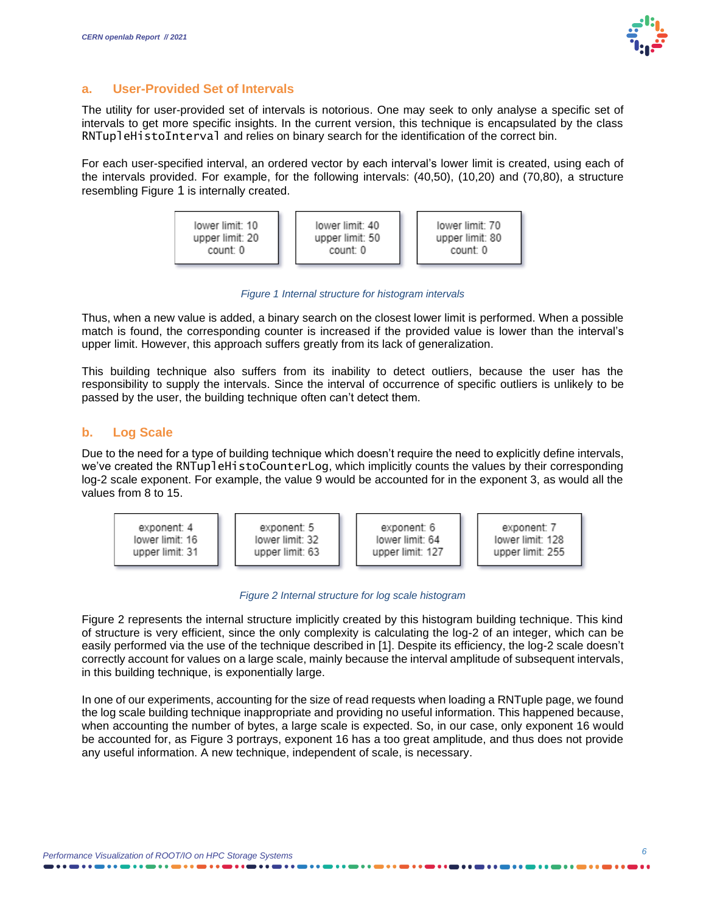## a. User-Provided Set of Intervals

The utility for user-provided set of intervals is notorious. One may seek to only analyse a specific set of intervals to get more specific insights. In the current version, this technique is encapsulated by the class `RNTupleHistoInterval` and relies on binary search for the identification of the correct bin.

For each user-specified interval, an ordered vector by each interval's lower limit is created, using each of the intervals provided. For example, for the following intervals: (40,50), (10,20) and (70,80), a structure resembling Figure 1 is internally created.

| lower limit: 10<br>upper limit: 20<br>count: 0 | lower limit: 40<br>upper limit: 50<br>count: 0 | lower limit: 70<br>upper limit: 80<br>count: 0 |
|---|---|---|

*Figure 1 Internal structure for histogram intervals*

Thus, when a new value is added, a binary search on the closest lower limit is performed. When a possible match is found, the corresponding counter is increased if the provided value is lower than the interval's upper limit. However, this approach suffers greatly from its lack of generalization.

This building technique also suffers from its inability to detect outliers, because the user has the responsibility to supply the intervals. Since the interval of occurrence of specific outliers is unlikely to be passed by the user, the building technique often can't detect them.

## b. Log Scale

Due to the need for a type of building technique which doesn't require the need to explicitly define intervals, we've created the `RNTupleHistoCounterLog`, which implicitly counts the values by their corresponding log-2 scale exponent. For example, the value 9 would be accounted for in the exponent 3, as would all the values from 8 to 15.

| exponent: 4<br>lower limit: 16<br>upper limit: 31 | exponent: 5<br>lower limit: 32<br>upper limit: 63 | exponent: 6<br>lower limit: 64<br>upper limit: 127 | exponent: 7<br>lower limit: 128<br>upper limit: 255 |
|---|---|---|---|

*Figure 2 Internal structure for log scale histogram*

Figure 2 represents the internal structure implicitly created by this histogram building technique. This kind of structure is very efficient, since the only complexity is calculating the log-2 of an integer, which can be easily performed via the use of the technique described in [1]. Despite its efficiency, the log-2 scale doesn't correctly account for values on a large scale, mainly because the interval amplitude of subsequent intervals, in this building technique, is exponentially large.

In one of our experiments, accounting for the size of read requests when loading a RNTuple page, we found the log scale building technique inappropriate and providing no useful information. This happened because, when accounting the number of bytes, a large scale is expected. So, in our case, only exponent 16 would be accounted for, as Figure 3 portrays, exponent 16 has a too great amplitude, and thus does not provide any useful information. A new technique, independent of scale, is necessary.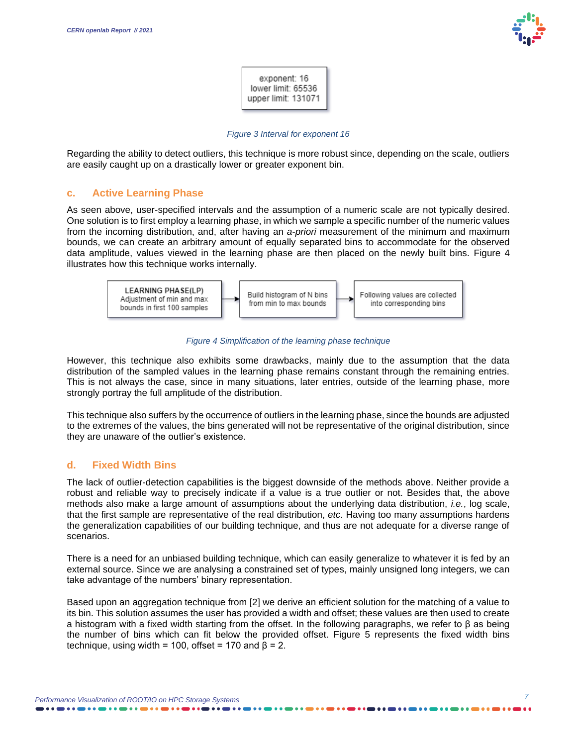exponent: 16
lower limit: 65536
upper limit: 131071

Figure 3 Interval for exponent 16

Regarding the ability to detect outliers, this technique is more robust since, depending on the scale, outliers are easily caught up on a drastically lower or greater exponent bin.

### c. Active Learning Phase

As seen above, user-specified intervals and the assumption of a numeric scale are not typically desired. One solution is to first employ a learning phase, in which we sample a specific number of the numeric values from the incoming distribution, and, after having an *a-priori* measurement of the minimum and maximum bounds, we can create an arbitrary amount of equally separated bins to accommodate for the observed data amplitude, values viewed in the learning phase are then placed on the newly built bins. Figure 4 illustrates how this technique works internally.

LEARNING PHASE(LP) Adjustment of min and max bounds in first 100 samples → Build histogram of N bins from min to max bounds → Following values are collected into corresponding bins

Figure 4 Simplification of the learning phase technique

However, this technique also exhibits some drawbacks, mainly due to the assumption that the data distribution of the sampled values in the learning phase remains constant through the remaining entries. This is not always the case, since in many situations, later entries, outside of the learning phase, more strongly portray the full amplitude of the distribution.

This technique also suffers by the occurrence of outliers in the learning phase, since the bounds are adjusted to the extremes of the values, the bins generated will not be representative of the original distribution, since they are unaware of the outlier's existence.

### d. Fixed Width Bins

The lack of outlier-detection capabilities is the biggest downside of the methods above. Neither provide a robust and reliable way to precisely indicate if a value is a true outlier or not. Besides that, the above methods also make a large amount of assumptions about the underlying data distribution, *i.e.*, log scale, that the first sample are representative of the real distribution, *etc*. Having too many assumptions hardens the generalization capabilities of our building technique, and thus are not adequate for a diverse range of scenarios.

There is a need for an unbiased building technique, which can easily generalize to whatever it is fed by an external source. Since we are analysing a constrained set of types, mainly unsigned long integers, we can take advantage of the numbers' binary representation.

Based upon an aggregation technique from [2] we derive an efficient solution for the matching of a value to its bin. This solution assumes the user has provided a width and offset; these values are then used to create a histogram with a fixed width starting from the offset. In the following paragraphs, we refer to $\beta$ as being the number of bins which can fit below the provided offset. Figure 5 represents the fixed width bins technique, using width = 100, offset = 170 and $\beta = 2$.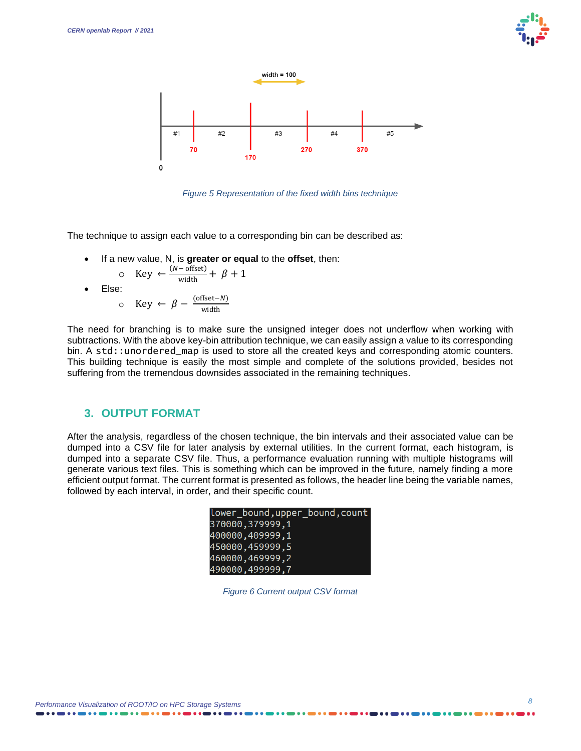Figure 5 Representation of the fixed width bins technique

The technique to assign each value to a corresponding bin can be described as:

- If a new value, N, is **greater or equal** to the **offset**, then:
  - $\text{Key} \leftarrow \frac{(N - \text{offset})}{\text{width}} + \beta + 1$
- Else:
  - $\text{Key} \leftarrow \beta - \frac{(\text{offset} - N)}{\text{width}}$

The need for branching is to make sure the unsigned integer does not underflow when working with subtractions. With the above key-bin attribution technique, we can easily assign a value to its corresponding bin. A `std::unordered_map` is used to store all the created keys and corresponding atomic counters. This building technique is easily the most simple and complete of the solutions provided, besides not suffering from the tremendous downsides associated in the remaining techniques.

## 3. OUTPUT FORMAT

After the analysis, regardless of the chosen technique, the bin intervals and their associated value can be dumped into a CSV file for later analysis by external utilities. In the current format, each histogram, is dumped into a separate CSV file. Thus, a performance evaluation running with multiple histograms will generate various text files. This is something which can be improved in the future, namely finding a more efficient output format. The current format is presented as follows, the header line being the variable names, followed by each interval, in order, and their specific count.

```
lower_bound,upper_bound,count
370000,379999,1
400000,409999,1
450000,459999,5
460000,469999,2
490000,499999,7
```

Figure 6 Current output CSV format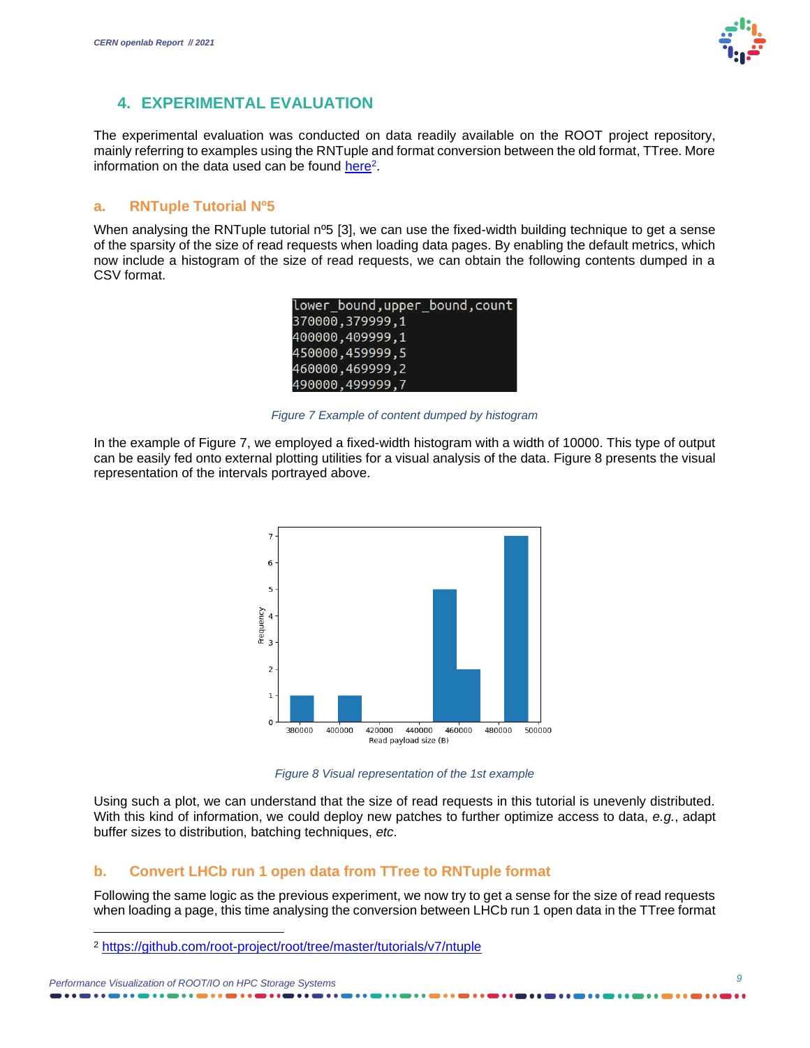## 4. EXPERIMENTAL EVALUATION

The experimental evaluation was conducted on data readily available on the ROOT project repository, mainly referring to examples using the RNTuple and format conversion between the old format, TTree. More information on the data used can be found here[2].

### a. RNTuple Tutorial Nº5

When analysing the RNTuple tutorial nº5 [3], we can use the fixed-width building technique to get a sense of the sparsity of the size of read requests when loading data pages. By enabling the default metrics, which now include a histogram of the size of read requests, we can obtain the following contents dumped in a CSV format.

```
lower_bound,upper_bound,count
370000,379999,1
400000,409999,1
450000,459999,5
460000,469999,2
490000,499999,7
```

*Figure 7 Example of content dumped by histogram*

In the example of Figure 7, we employed a fixed-width histogram with a width of 10000. This type of output can be easily fed onto external plotting utilities for a visual analysis of the data. Figure 8 presents the visual representation of the intervals portrayed above.

*Figure 8 Visual representation of the 1st example*

Using such a plot, we can understand that the size of read requests in this tutorial is unevenly distributed. With this kind of information, we could deploy new patches to further optimize access to data, *e.g.*, adapt buffer sizes to distribution, batching techniques, *etc*.

### b. Convert LHCb run 1 open data from TTree to RNTuple format

Following the same logic as the previous experiment, we now try to get a sense for the size of read requests when loading a page, this time analysing the conversion between LHCb run 1 open data in the TTree format

[2] https://github.com/root-project/root/tree/master/tutorials/v7/ntuple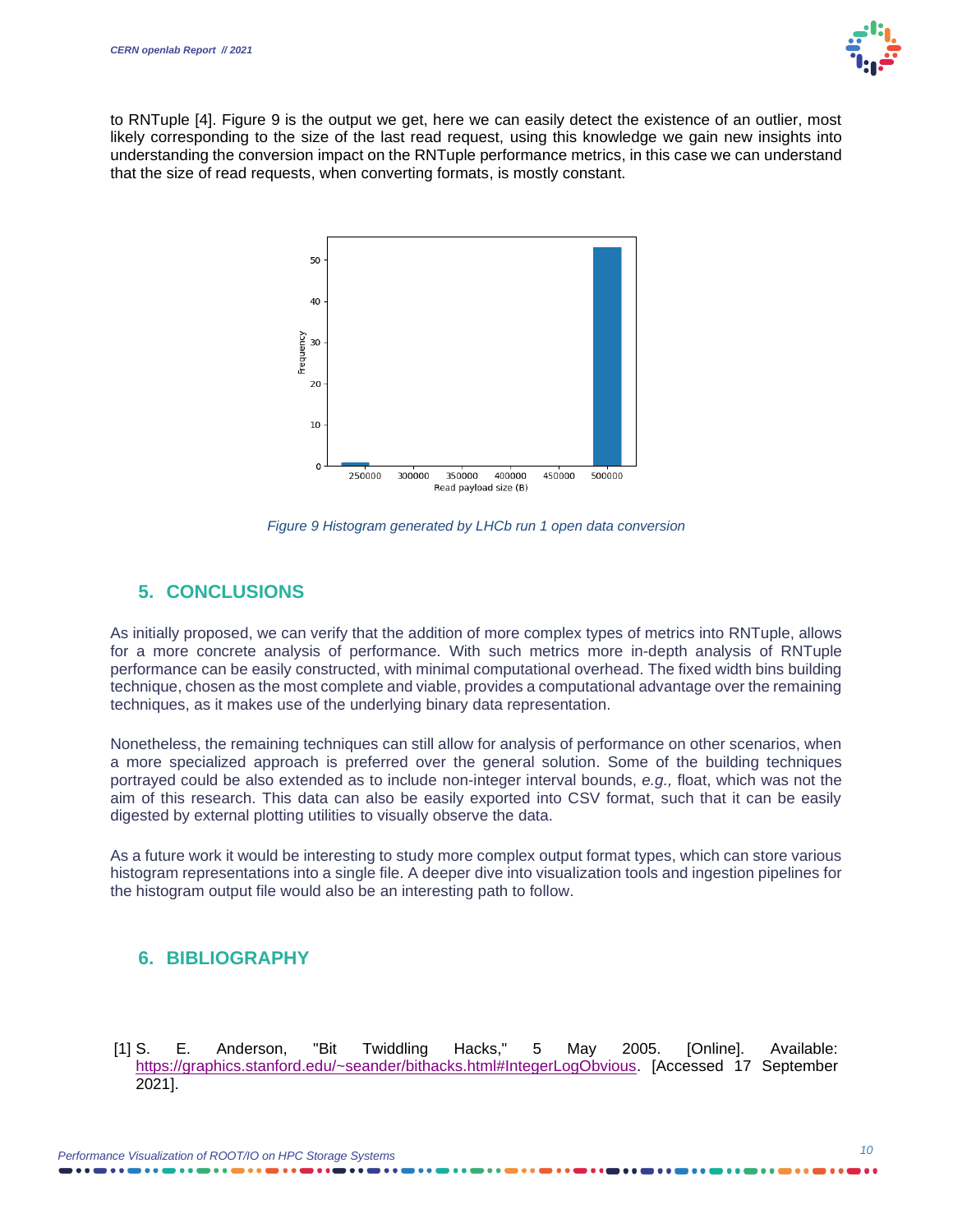to RNTuple [4]. Figure 9 is the output we get, here we can easily detect the existence of an outlier, most likely corresponding to the size of the last read request, using this knowledge we gain new insights into understanding the conversion impact on the RNTuple performance metrics, in this case we can understand that the size of read requests, when converting formats, is mostly constant.

*Figure 9 Histogram generated by LHCb run 1 open data conversion*

## 5. CONCLUSIONS

As initially proposed, we can verify that the addition of more complex types of metrics into RNTuple, allows for a more concrete analysis of performance. With such metrics more in-depth analysis of RNTuple performance can be easily constructed, with minimal computational overhead. The fixed width bins building technique, chosen as the most complete and viable, provides a computational advantage over the remaining techniques, as it makes use of the underlying binary data representation.

Nonetheless, the remaining techniques can still allow for analysis of performance on other scenarios, when a more specialized approach is preferred over the general solution. Some of the building techniques portrayed could be also extended as to include non-integer interval bounds, *e.g.,* float, which was not the aim of this research. This data can also be easily exported into CSV format, such that it can be easily digested by external plotting utilities to visually observe the data.

As a future work it would be interesting to study more complex output format types, which can store various histogram representations into a single file. A deeper dive into visualization tools and ingestion pipelines for the histogram output file would also be an interesting path to follow.

## 6. BIBLIOGRAPHY

[1] S. E. Anderson, "Bit Twiddling Hacks," 5 May 2005. [Online]. Available: https://graphics.stanford.edu/~seander/bithacks.html#IntegerLogObvious. [Accessed 17 September 2021].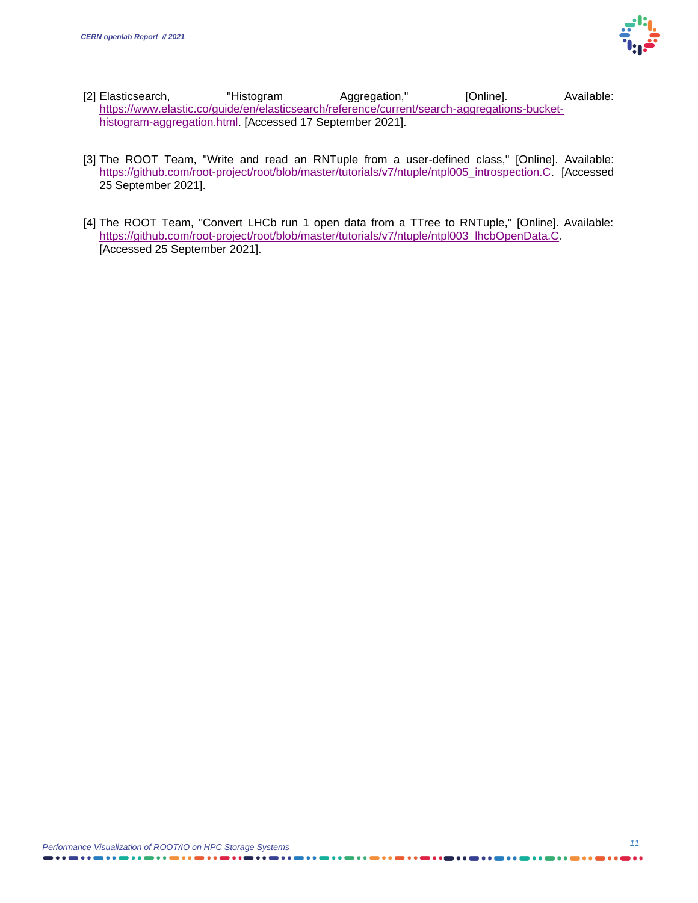[2] Elasticsearch, "Histogram Aggregation," [Online]. Available: https://www.elastic.co/guide/en/elasticsearch/reference/current/search-aggregations-bucket-histogram-aggregation.html. [Accessed 17 September 2021].

[3] The ROOT Team, "Write and read an RNTuple from a user-defined class," [Online]. Available: https://github.com/root-project/root/blob/master/tutorials/v7/ntuple/ntpl005_introspection.C. [Accessed 25 September 2021].

[4] The ROOT Team, "Convert LHCb run 1 open data from a TTree to RNTuple," [Online]. Available: https://github.com/root-project/root/blob/master/tutorials/v7/ntuple/ntpl003_lhcbOpenData.C. [Accessed 25 September 2021].